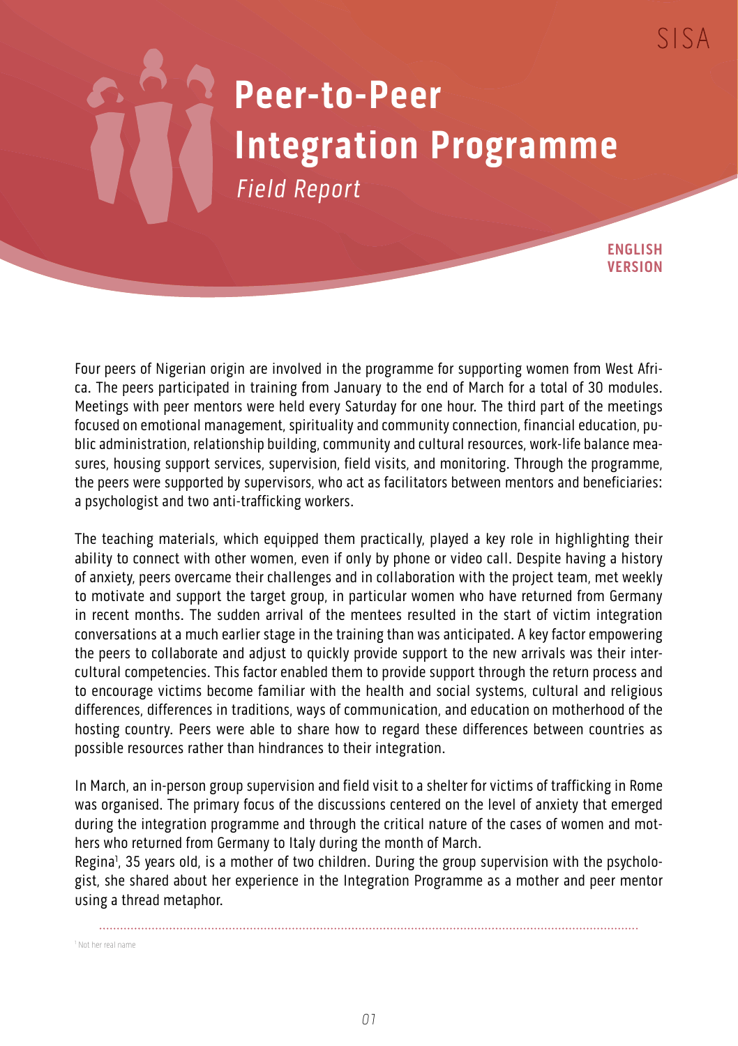SISA

# Peer-to-Peer Integration Programme

*Field Report*

**ENGLISH VERSION**

Four peers of Nigerian origin are involved in the programme for supporting women from West Africa. The peers participated in training from January to the end of March for a total of 30 modules. Meetings with peer mentors were held every Saturday for one hour. The third part of the meetings focused on emotional management, spirituality and community connection, financial education, public administration, relationship building, community and cultural resources, work-life balance measures, housing support services, supervision, field visits, and monitoring. Through the programme, the peers were supported by supervisors, who act as facilitators between mentors and beneficiaries: a psychologist and two anti-trafficking workers.

The teaching materials, which equipped them practically, played a key role in highlighting their ability to connect with other women, even if only by phone or video call. Despite having a history of anxiety, peers overcame their challenges and in collaboration with the project team, met weekly to motivate and support the target group, in particular women who have returned from Germany in recent months. The sudden arrival of the mentees resulted in the start of victim integration conversations at a much earlier stage in the training than was anticipated. A key factor empowering the peers to collaborate and adjust to quickly provide support to the new arrivals was their intercultural competencies. This factor enabled them to provide support through the return process and to encourage victims become familiar with the health and social systems, cultural and religious differences, differences in traditions, ways of communication, and education on motherhood of the hosting country. Peers were able to share how to regard these differences between countries as possible resources rather than hindrances to their integration.

In March, an in-person group supervision and field visit to a shelter for victims of trafficking in Rome was organised. The primary focus of the discussions centered on the level of anxiety that emerged during the integration programme and through the critical nature of the cases of women and mothers who returned from Germany to Italy during the month of March.
Regina[1], 35 years old, is a mother of two children. During the group supervision with the psychologist, she shared about her experience in the Integration Programme as a mother and peer mentor using a thread metaphor.

[1] Not her real name.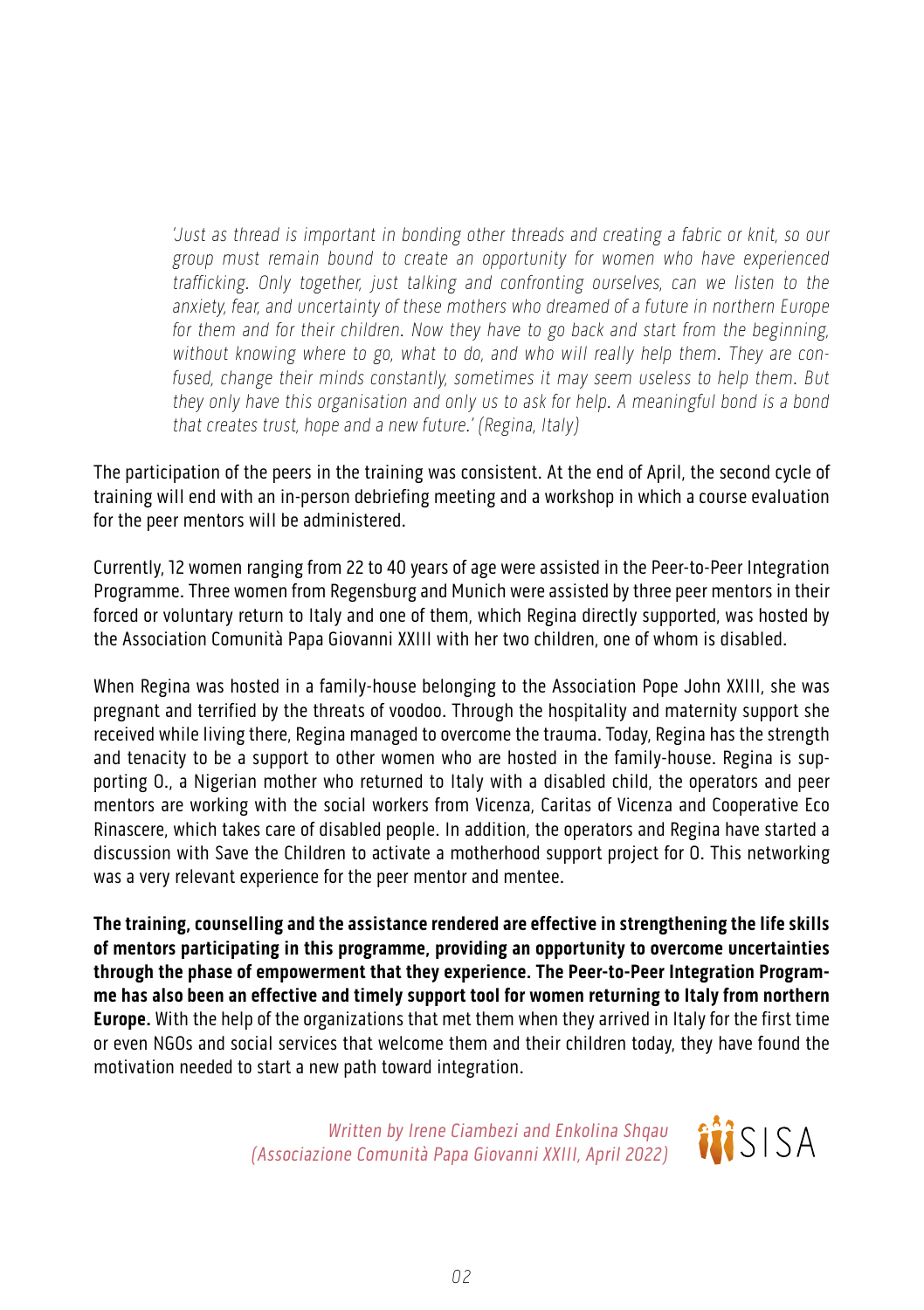*'Just as thread is important in bonding other threads and creating a fabric or knit, so our group must remain bound to create an opportunity for women who have experienced trafficking. Only together, just talking and confronting ourselves, can we listen to the anxiety, fear, and uncertainty of these mothers who dreamed of a future in northern Europe for them and for their children. Now they have to go back and start from the beginning, without knowing where to go, what to do, and who will really help them. They are confused, change their minds constantly, sometimes it may seem useless to help them. But they only have this organisation and only us to ask for help. A meaningful bond is a bond that creates trust, hope and a new future.' (Regina, Italy)*

The participation of the peers in the training was consistent. At the end of April, the second cycle of training will end with an in-person debriefing meeting and a workshop in which a course evaluation for the peer mentors will be administered.

Currently, 12 women ranging from 22 to 40 years of age were assisted in the Peer-to-Peer Integration Programme. Three women from Regensburg and Munich were assisted by three peer mentors in their forced or voluntary return to Italy and one of them, which Regina directly supported, was hosted by the Association Comunità Papa Giovanni XXIII with her two children, one of whom is disabled.

When Regina was hosted in a family-house belonging to the Association Pope John XXIII, she was pregnant and terrified by the threats of voodoo. Through the hospitality and maternity support she received while living there, Regina managed to overcome the trauma. Today, Regina has the strength and tenacity to be a support to other women who are hosted in the family-house. Regina is supporting O., a Nigerian mother who returned to Italy with a disabled child, the operators and peer mentors are working with the social workers from Vicenza, Caritas of Vicenza and Cooperative Eco Rinascere, which takes care of disabled people. In addition, the operators and Regina have started a discussion with Save the Children to activate a motherhood support project for O. This networking was a very relevant experience for the peer mentor and mentee.

**The training, counselling and the assistance rendered are effective in strengthening the life skills of mentors participating in this programme, providing an opportunity to overcome uncertainties through the phase of empowerment that they experience. The Peer-to-Peer Integration Programme has also been an effective and timely support tool for women returning to Italy from northern Europe.** With the help of the organizations that met them when they arrived in Italy for the first time or even NGOs and social services that welcome them and their children today, they have found the motivation needed to start a new path toward integration.

*Written by Irene Ciambezi and Enkolina Shqau (Associazione Comunità Papa Giovanni XXIII, April 2022)*

SISA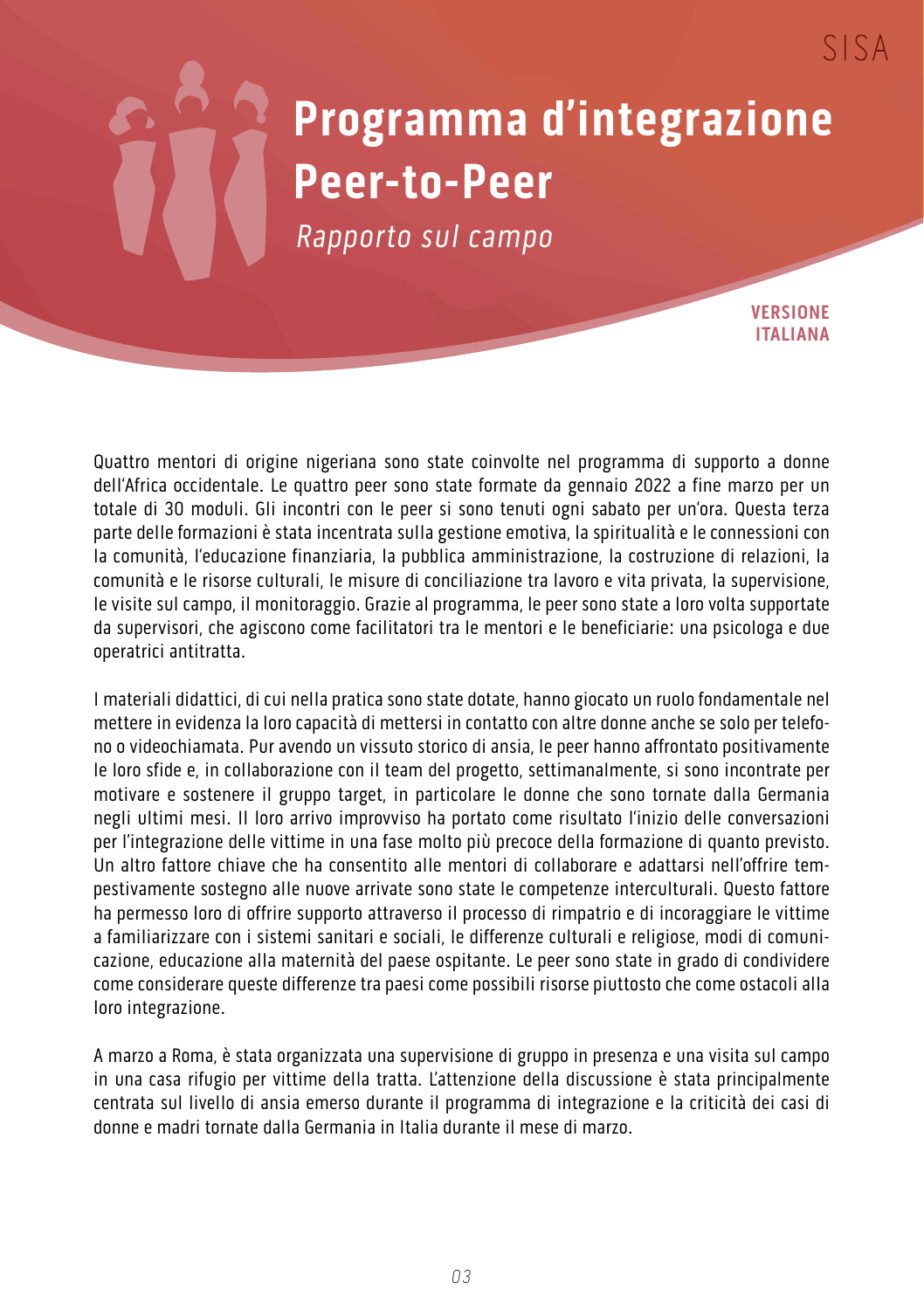# Programma d'integrazione Peer-to-Peer

*Rapporto sul campo*

**VERSIONE ITALIANA**

Quattro mentori di origine nigeriana sono state coinvolte nel programma di supporto a donne dell'Africa occidentale. Le quattro peer sono state formate da gennaio 2022 a fine marzo per un totale di 30 moduli. Gli incontri con le peer si sono tenuti ogni sabato per un'ora. Questa terza parte delle formazioni è stata incentrata sulla gestione emotiva, la spiritualità e le connessioni con la comunità, l'educazione finanziaria, la pubblica amministrazione, la costruzione di relazioni, la comunità e le risorse culturali, le misure di conciliazione tra lavoro e vita privata, la supervisione, le visite sul campo, il monitoraggio. Grazie al programma, le peer sono state a loro volta supportate da supervisori, che agiscono come facilitatori tra le mentori e le beneficiarie: una psicologa e due operatrici antitratta.

I materiali didattici, di cui nella pratica sono state dotate, hanno giocato un ruolo fondamentale nel mettere in evidenza la loro capacità di mettersi in contatto con altre donne anche se solo per telefono o videochiamata. Pur avendo un vissuto storico di ansia, le peer hanno affrontato positivamente le loro sfide e, in collaborazione con il team del progetto, settimanalmente, si sono incontrate per motivare e sostenere il gruppo target, in particolare le donne che sono tornate dalla Germania negli ultimi mesi. Il loro arrivo improvviso ha portato come risultato l'inizio delle conversazioni per l'integrazione delle vittime in una fase molto più precoce della formazione di quanto previsto. Un altro fattore chiave che ha consentito alle mentori di collaborare e adattarsi nell'offrire tempestivamente sostegno alle nuove arrivate sono state le competenze interculturali. Questo fattore ha permesso loro di offrire supporto attraverso il processo di rimpatrio e di incoraggiare le vittime a familiarizzare con i sistemi sanitari e sociali, le differenze culturali e religiose, modi di comunicazione, educazione alla maternità del paese ospitante. Le peer sono state in grado di condividere come considerare queste differenze tra paesi come possibili risorse piuttosto che come ostacoli alla loro integrazione.

A marzo a Roma, è stata organizzata una supervisione di gruppo in presenza e una visita sul campo in una casa rifugio per vittime della tratta. L'attenzione della discussione è stata principalmente centrata sul livello di ansia emerso durante il programma di integrazione e la criticità dei casi di donne e madri tornate dalla Germania in Italia durante il mese di marzo.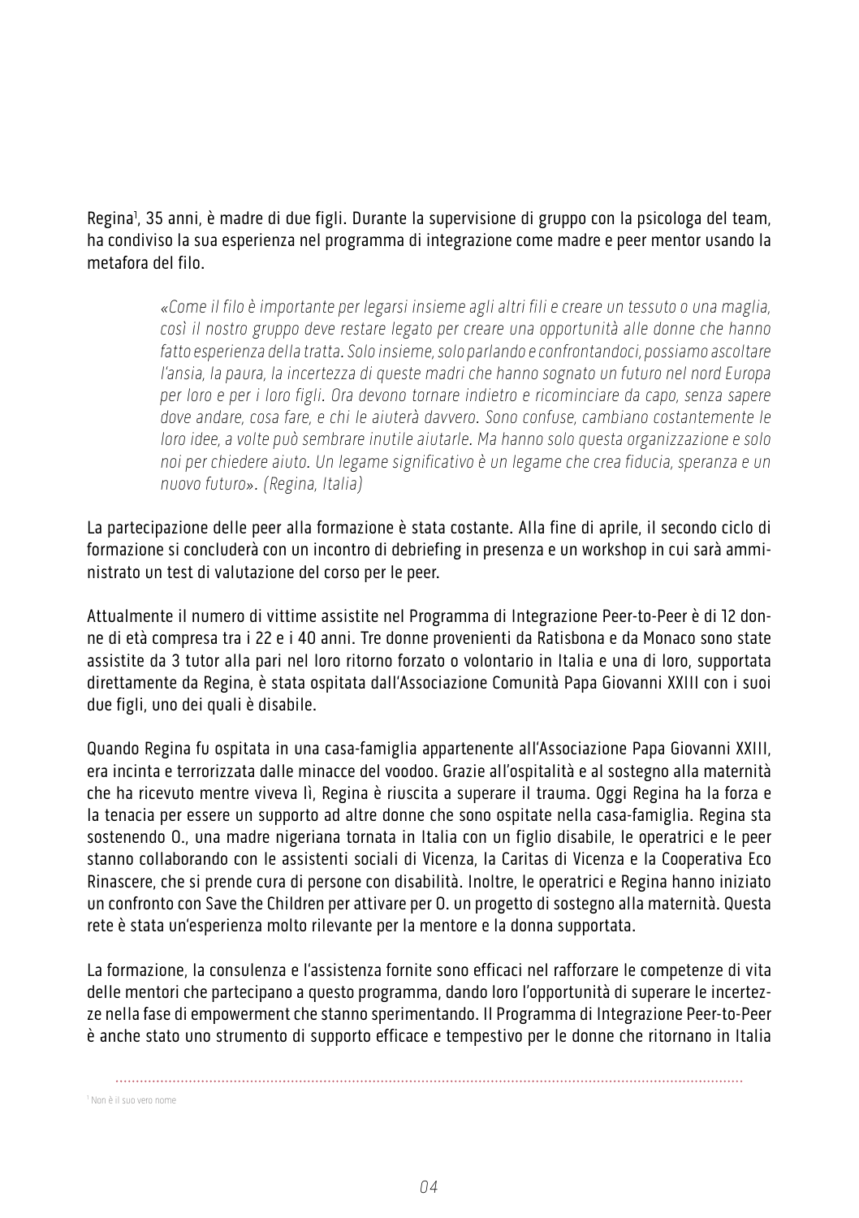Regina[1], 35 anni, è madre di due figli. Durante la supervisione di gruppo con la psicologa del team, ha condiviso la sua esperienza nel programma di integrazione come madre e peer mentor usando la metafora del filo.

> *«Come il filo è importante per legarsi insieme agli altri fili e creare un tessuto o una maglia, così il nostro gruppo deve restare legato per creare una opportunità alle donne che hanno fatto esperienza della tratta. Solo insieme, solo parlando e confrontandoci, possiamo ascoltare l'ansia, la paura, la incertezza di queste madri che hanno sognato un futuro nel nord Europa per loro e per i loro figli. Ora devono tornare indietro e ricominciare da capo, senza sapere dove andare, cosa fare, e chi le aiuterà davvero. Sono confuse, cambiano costantemente le loro idee, a volte può sembrare inutile aiutarle. Ma hanno solo questa organizzazione e solo noi per chiedere aiuto. Un legame significativo è un legame che crea fiducia, speranza e un nuovo futuro». (Regina, Italia)*

La partecipazione delle peer alla formazione è stata costante. Alla fine di aprile, il secondo ciclo di formazione si concluderà con un incontro di debriefing in presenza e un workshop in cui sarà amministrato un test di valutazione del corso per le peer.

Attualmente il numero di vittime assistite nel Programma di Integrazione Peer-to-Peer è di 12 donne di età compresa tra i 22 e i 40 anni. Tre donne provenienti da Ratisbona e da Monaco sono state assistite da 3 tutor alla pari nel loro ritorno forzato o volontario in Italia e una di loro, supportata direttamente da Regina, è stata ospitata dall'Associazione Comunità Papa Giovanni XXIII con i suoi due figli, uno dei quali è disabile.

Quando Regina fu ospitata in una casa-famiglia appartenente all'Associazione Papa Giovanni XXIII, era incinta e terrorizzata dalle minacce del voodoo. Grazie all'ospitalità e al sostegno alla maternità che ha ricevuto mentre viveva lì, Regina è riuscita a superare il trauma. Oggi Regina ha la forza e la tenacia per essere un supporto ad altre donne che sono ospitate nella casa-famiglia. Regina sta sostenendo O., una madre nigeriana tornata in Italia con un figlio disabile, le operatrici e le peer stanno collaborando con le assistenti sociali di Vicenza, la Caritas di Vicenza e la Cooperativa Eco Rinascere, che si prende cura di persone con disabilità. Inoltre, le operatrici e Regina hanno iniziato un confronto con Save the Children per attivare per O. un progetto di sostegno alla maternità. Questa rete è stata un'esperienza molto rilevante per la mentore e la donna supportata.

La formazione, la consulenza e l'assistenza fornite sono efficaci nel rafforzare le competenze di vita delle mentori che partecipano a questo programma, dando loro l'opportunità di superare le incertezze nella fase di empowerment che stanno sperimentando. Il Programma di Integrazione Peer-to-Peer è anche stato uno strumento di supporto efficace e tempestivo per le donne che ritornano in Italia

---

[1] Non è il suo vero nome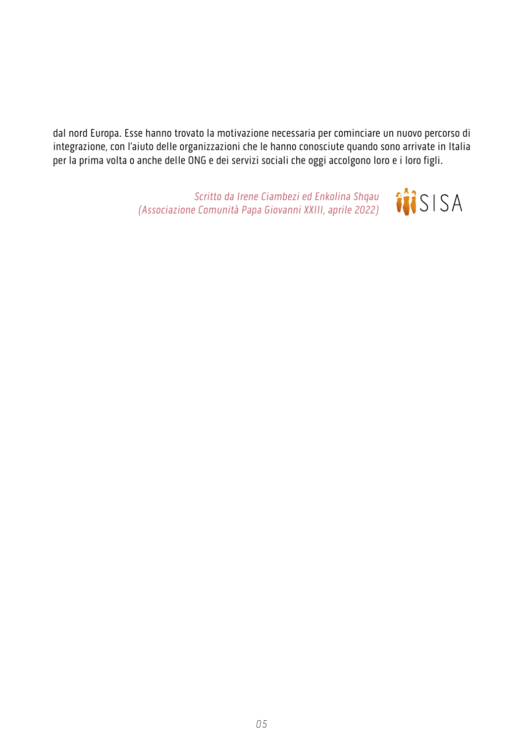dal nord Europa. Esse hanno trovato la motivazione necessaria per cominciare un nuovo percorso di integrazione, con l'aiuto delle organizzazioni che le hanno conosciute quando sono arrivate in Italia per la prima volta o anche delle ONG e dei servizi sociali che oggi accolgono loro e i loro figli.

*Scritto da Irene Ciambezi ed Enkolina Shqau*
*(Associazione Comunità Papa Giovanni XXIII, aprile 2022)*

SISA